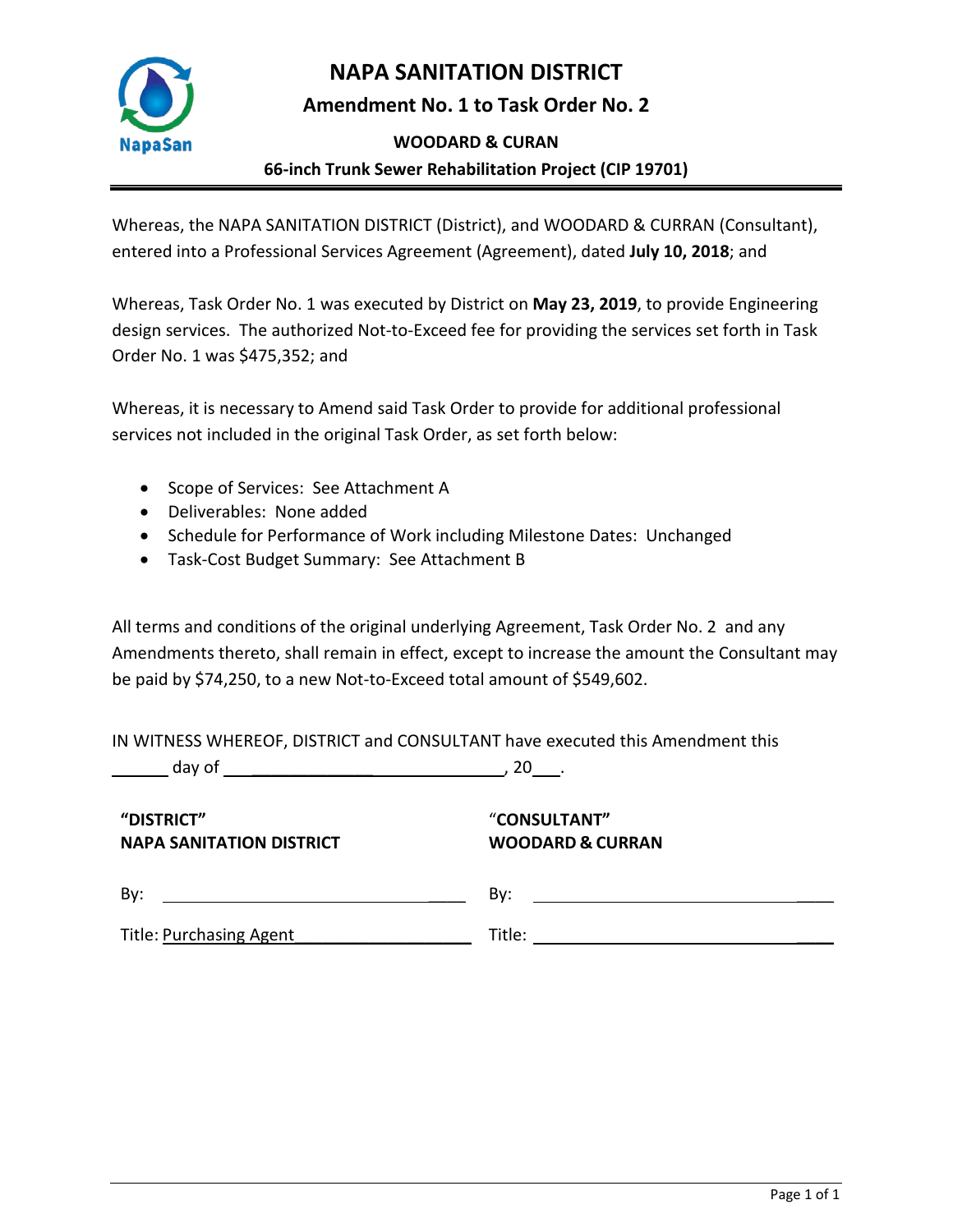# NAPA SANITATION DISTRICT

## Amendment No. 1 to Task Order No. 2

### WOODARD & CURAN

### 66-inch Trunk Sewer Rehabilitation Project (CIP 19701)

Whereas, the NAPA SANITATION DISTRICT (District), and WOODARD & CURRAN (Consultant), entered into a Professional Services Agreement (Agreement), dated **July 10, 2018**; and

Whereas, Task Order No. 1 was executed by District on **May 23, 2019**, to provide Engineering design services. The authorized Not-to-Exceed fee for providing the services set forth in Task Order No. 1 was $475,352; and

Whereas, it is necessary to Amend said Task Order to provide for additional professional services not included in the original Task Order, as set forth below:

- Scope of Services: See Attachment A
- Deliverables: None added
- Schedule for Performance of Work including Milestone Dates: Unchanged
- Task-Cost Budget Summary: See Attachment B

All terms and conditions of the original underlying Agreement, Task Order No. 2 and any Amendments thereto, shall remain in effect, except to increase the amount the Consultant may be paid by $74,250, to a new Not-to-Exceed total amount of $549,602.

IN WITNESS WHEREOF, DISTRICT and CONSULTANT have executed this Amendment this ______ day of ______________________________, 20___.

| **"DISTRICT"**<br>**NAPA SANITATION DISTRICT** | **"CONSULTANT"**<br>**WOODARD & CURRAN** |
|---|---|
| By: ______________________________ | By: ______________________________ |
| Title: Purchasing Agent | Title: ______________________________ |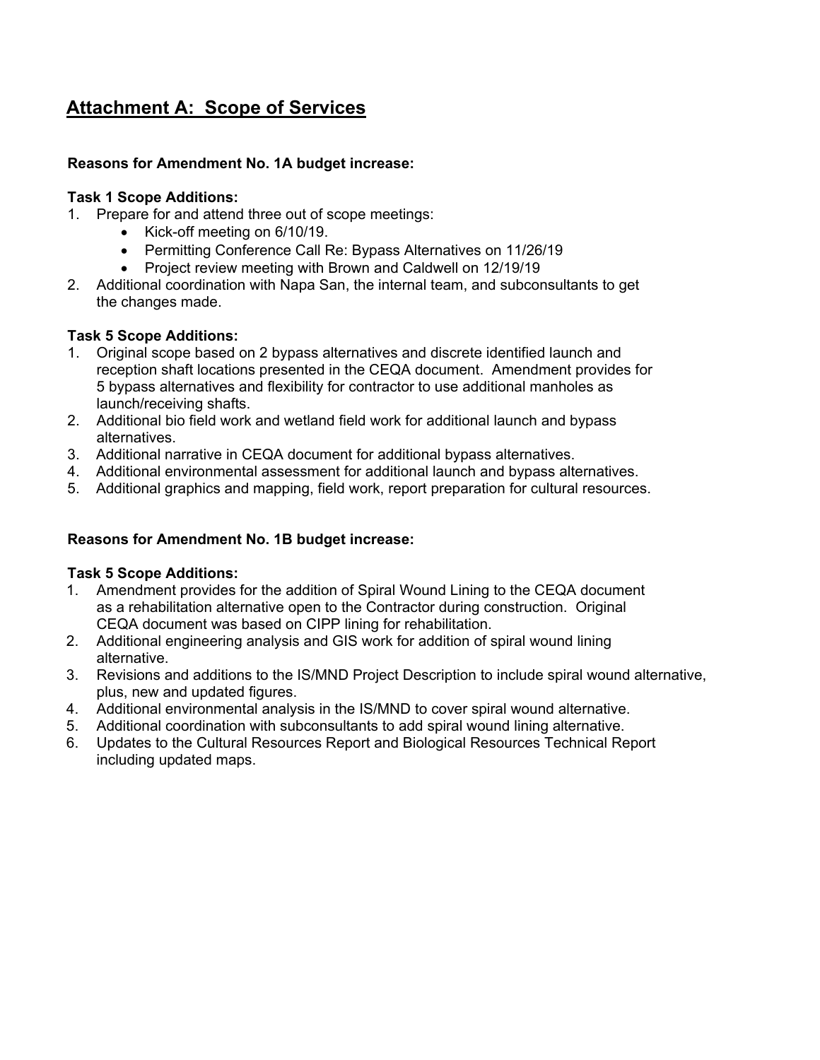## Attachment A: Scope of Services

**Reasons for Amendment No. 1A budget increase:**

**Task 1 Scope Additions:**

1. Prepare for and attend three out of scope meetings:
   - Kick-off meeting on 6/10/19.
   - Permitting Conference Call Re: Bypass Alternatives on 11/26/19
   - Project review meeting with Brown and Caldwell on 12/19/19
2. Additional coordination with Napa San, the internal team, and subconsultants to get the changes made.

**Task 5 Scope Additions:**

1. Original scope based on 2 bypass alternatives and discrete identified launch and reception shaft locations presented in the CEQA document. Amendment provides for 5 bypass alternatives and flexibility for contractor to use additional manholes as launch/receiving shafts.
2. Additional bio field work and wetland field work for additional launch and bypass alternatives.
3. Additional narrative in CEQA document for additional bypass alternatives.
4. Additional environmental assessment for additional launch and bypass alternatives.
5. Additional graphics and mapping, field work, report preparation for cultural resources.

**Reasons for Amendment No. 1B budget increase:**

**Task 5 Scope Additions:**

1. Amendment provides for the addition of Spiral Wound Lining to the CEQA document as a rehabilitation alternative open to the Contractor during construction. Original CEQA document was based on CIPP lining for rehabilitation.
2. Additional engineering analysis and GIS work for addition of spiral wound lining alternative.
3. Revisions and additions to the IS/MND Project Description to include spiral wound alternative, plus, new and updated figures.
4. Additional environmental analysis in the IS/MND to cover spiral wound alternative.
5. Additional coordination with subconsultants to add spiral wound lining alternative.
6. Updates to the Cultural Resources Report and Biological Resources Technical Report including updated maps.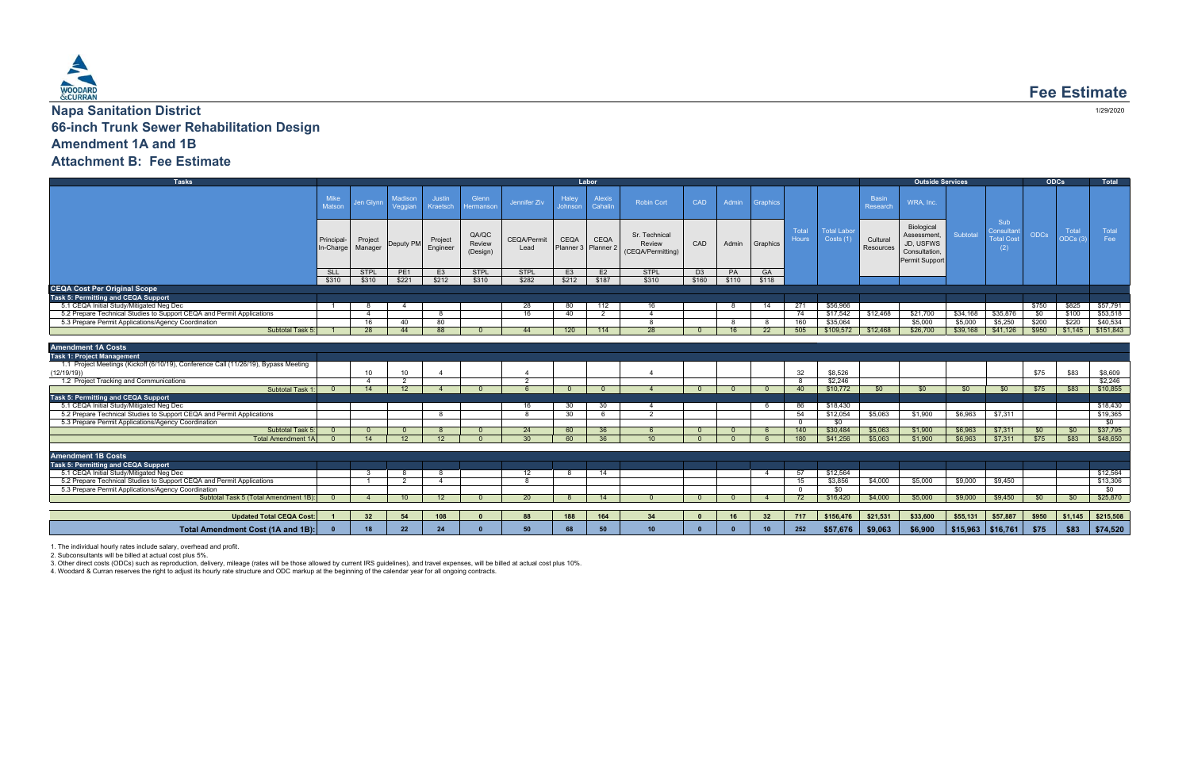# Napa Sanitation District

## 66-inch Trunk Sewer Rehabilitation Design

## Amendment 1A and 1B

## Attachment B: Fee Estimate

**Fee Estimate**

1/29/2020

| Tasks | Labor | | | | | | | | | | | | | | Outside Services | | | | ODCs | | Total |
|---|---|---|---|---|---|---|---|---|---|---|---|---|---|---|---|---|---|---|---|---|---|
| | Mike Matson | Jen Glynn | Madison Veggian | Justin Kraetsch | Glenn Hermanson | Jennifer Ziv | Haley Johnson | Alexis Cahalin | Robin Cort | CAD | Admin | Graphics | | | Basin Research | WRA, Inc. | | | | | |
| | Principal-In-Charge | Project Manager | Deputy PM | Project Engineer | QA/QC Review (Design) | CEQA/Permit Lead | CEQA Planner 3 | CEQA Planner 2 | Sr. Technical Review (CEQA/Permitting) | CAD | Admin | Graphics | Total Hours | Total Labor Costs (1) | Cultural Resources | Biological Assessment, JD, USFWS Consultation, Permit Support | Subtotal | Sub Consultant Total Cost (2) | ODCs | Total ODCs (3) | Total Fee |
| | SLL | STPL | PE1 | E3 | STPL | STPL | E3 | E2 | STPL | D3 | PA | GA | | | | | | | | | |
| | $310 | $310 | $221 | $212 | $310 | $282 | $212 | $187 | $310 | $160 | $110 | $118 | | | | | | | | | |
| **CEQA Cost Per Original Scope** | | | | | | | | | | | | | | | | | | | | | |
| **Task 5: Permitting and CEQA Support** | | | | | | | | | | | | | | | | | | | | | |
| 5.1 CEQA Initial Study/Mitigated Neg Dec | 1 | 8 | 4 | | | 28 | 80 | 112 | 16 | | 8 | 14 | 271 | $56,966 | | | | | $750 | $825 | $57,791 |
| 5.2 Prepare Technical Studies to Support CEQA and Permit Applications | | 4 | | 8 | | 16 | 40 | 2 | 4 | | | | 74 | $17,542 | $12,468 | $21,700 | $34,168 | $35,876 | $0 | $100 | $53,518 |
| 5.3 Prepare Permit Applications/Agency Coordination | | 16 | 40 | 80 | | | | | 8 | | 8 | 8 | 160 | $35,064 | | $5,000 | $5,000 | $5,250 | $200 | $220 | $40,534 |
| Subtotal Task 5: | 1 | 28 | 44 | 88 | 0 | 44 | 120 | 114 | 28 | 0 | 16 | 22 | 505 | $109,572 | $12,468 | $26,700 | $39,168 | $41,126 | $950 | $1,145 | $151,843 |
| **Amendment 1A Costs** | | | | | | | | | | | | | | | | | | | | | |
| **Task 1: Project Management** | | | | | | | | | | | | | | | | | | | | | |
| 1.1 Project Meetings (Kickoff (6/10/19), Conference Call (11/26/19), Bypass Meeting (12/19/19)) | | 10 | 10 | 4 | | 4 | | | 4 | | | | 32 | $8,526 | | | | | $75 | $83 | $8,609 |
| 1.2 Project Tracking and Communications | | 4 | 2 | | | 2 | | | | | | | 8 | $2,246 | | | | | | | $2,246 |
| Subtotal Task 1: | 0 | 14 | 12 | 4 | 0 | 6 | 0 | 0 | 4 | 0 | 0 | 0 | 40 | $10,772 | $0 | $0 | $0 | $0 | $75 | $83 | $10,855 |
| **Task 5: Permitting and CEQA Support** | | | | | | | | | | | | | | | | | | | | | |
| 5.1 CEQA Initial Study/Mitigated Neg Dec | | | | | | 16 | 30 | 30 | 4 | | | 6 | 86 | $18,430 | | | | | | | $18,430 |
| 5.2 Prepare Technical Studies to Support CEQA and Permit Applications | | | | 8 | | 8 | 30 | 6 | 2 | | | | 54 | $12,054 | $5,063 | $1,900 | $6,963 | $7,311 | | | $19,365 |
| 5.3 Prepare Permit Applications/Agency Coordination | | | | | | | | | | | | | 0 | $0 | | | | | | | $0 |
| Subtotal Task 5: | 0 | 0 | 0 | 8 | 0 | 24 | 60 | 36 | 6 | 0 | 0 | 6 | 140 | $30,484 | $5,063 | $1,900 | $6,963 | $7,311 | $0 | $0 | $37,795 |
| Total Amendment 1A | 0 | 14 | 12 | 12 | 0 | 30 | 60 | 36 | 10 | 0 | 0 | 6 | 180 | $41,256 | $5,063 | $1,900 | $6,963 | $7,311 | $75 | $83 | $48,650 |
| **Amendment 1B Costs** | | | | | | | | | | | | | | | | | | | | | |
| **Task 5: Permitting and CEQA Support** | | | | | | | | | | | | | | | | | | | | | |
| 5.1 CEQA Initial Study/Mitigated Neg Dec | | 3 | 8 | 8 | | 12 | 8 | 14 | | | | 4 | 57 | $12,564 | | | | | | | $12,564 |
| 5.2 Prepare Technical Studies to Support CEQA and Permit Applications | | 1 | 2 | 4 | | 8 | | | | | | | 15 | $3,856 | $4,000 | $5,000 | $9,000 | $9,450 | | | $13,306 |
| 5.3 Prepare Permit Applications/Agency Coordination | | | | | | | | | | | | | 0 | $0 | | | | | | | $0 |
| Subtotal Task 5 (Total Amendment 1B): | 0 | 4 | 10 | 12 | 0 | 20 | 8 | 14 | 0 | 0 | 0 | 4 | 72 | $16,420 | $4,000 | $5,000 | $9,000 | $9,450 | $0 | $0 | $25,870 |
| **Updated Total CEQA Cost:** | **1** | **32** | **54** | **108** | **0** | **88** | **188** | **164** | **34** | **0** | **16** | **32** | **717** | **$156,476** | **$21,531** | **$33,600** | **$55,131** | **$57,887** | **$950** | **$1,145** | **$215,508** |
| **Total Amendment Cost (1A and 1B):** | **0** | **18** | **22** | **24** | **0** | **50** | **68** | **50** | **10** | **0** | **0** | **10** | **252** | **$57,676** | **$9,063** | **$6,900** | **$15,963** | **$16,761** | **$75** | **$83** | **$74,520** |

1. The individual hourly rates include salary, overhead and profit.
2. Subconsultants will be billed at actual cost plus 5%.
3. Other direct costs (ODCs) such as reproduction, delivery, mileage (rates will be those allowed by current IRS guidelines), and travel expenses, will be billed at actual cost plus 10%.
4. Woodard & Curran reserves the right to adjust its hourly rate structure and ODC markup at the beginning of the calendar year for all ongoing contracts.